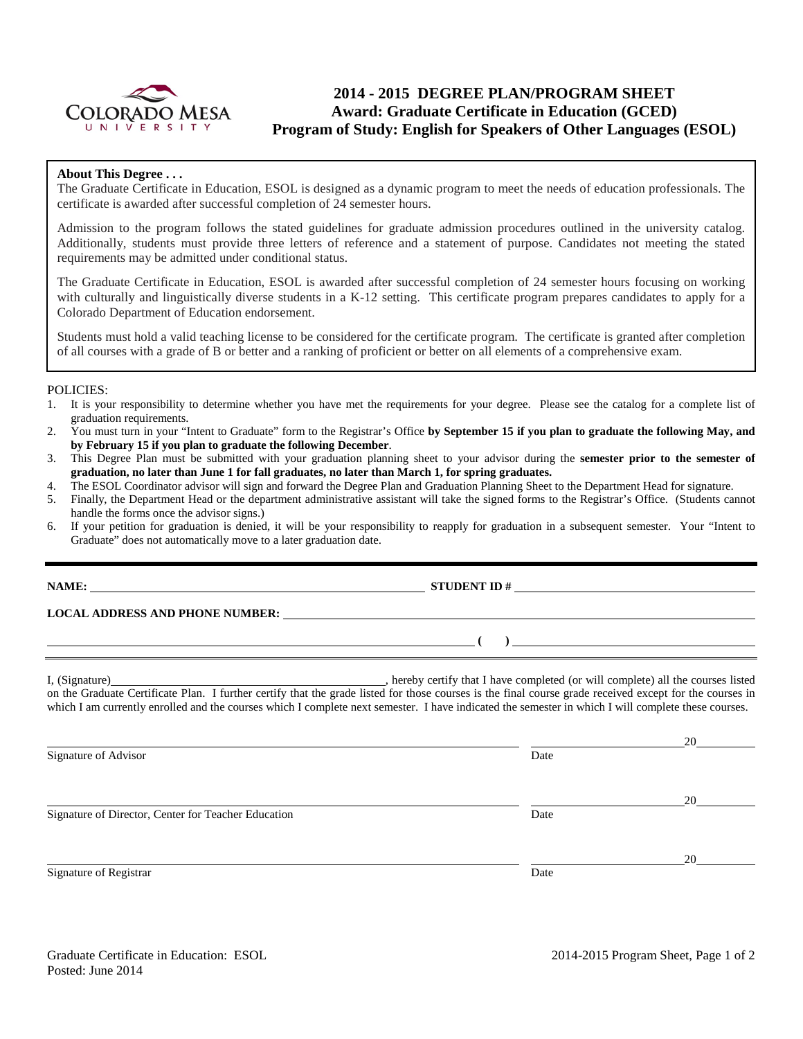# 2014 - 2015 DEGREE PLAN/PROGRAM SHEET
## Award: Graduate Certificate in Education (GCED)
## Program of Study: English for Speakers of Other Languages (ESOL)

**About This Degree . . .**

The Graduate Certificate in Education, ESOL is designed as a dynamic program to meet the needs of education professionals. The certificate is awarded after successful completion of 24 semester hours.

Admission to the program follows the stated guidelines for graduate admission procedures outlined in the university catalog. Additionally, students must provide three letters of reference and a statement of purpose. Candidates not meeting the stated requirements may be admitted under conditional status.

The Graduate Certificate in Education, ESOL is awarded after successful completion of 24 semester hours focusing on working with culturally and linguistically diverse students in a K-12 setting. This certificate program prepares candidates to apply for a Colorado Department of Education endorsement.

Students must hold a valid teaching license to be considered for the certificate program. The certificate is granted after completion of all courses with a grade of B or better and a ranking of proficient or better on all elements of a comprehensive exam.

POLICIES:

1. It is your responsibility to determine whether you have met the requirements for your degree. Please see the catalog for a complete list of graduation requirements.
2. You must turn in your "Intent to Graduate" form to the Registrar's Office **by September 15 if you plan to graduate the following May, and by February 15 if you plan to graduate the following December**.
3. This Degree Plan must be submitted with your graduation planning sheet to your advisor during the **semester prior to the semester of graduation, no later than June 1 for fall graduates, no later than March 1, for spring graduates.**
4. The ESOL Coordinator advisor will sign and forward the Degree Plan and Graduation Planning Sheet to the Department Head for signature.
5. Finally, the Department Head or the department administrative assistant will take the signed forms to the Registrar's Office. (Students cannot handle the forms once the advisor signs.)
6. If your petition for graduation is denied, it will be your responsibility to reapply for graduation in a subsequent semester. Your "Intent to Graduate" does not automatically move to a later graduation date.

---

**NAME:** ______________________________ **STUDENT ID #** ______________________________

**LOCAL ADDRESS AND PHONE NUMBER:** ______________________________

______________________________ **(     )** ______________________________

I, (Signature)______________________________, hereby certify that I have completed (or will complete) all the courses listed on the Graduate Certificate Plan. I further certify that the grade listed for those courses is the final course grade received except for the courses in which I am currently enrolled and the courses which I complete next semester. I have indicated the semester in which I will complete these courses.

______________________________ ______________ 20______
Signature of Advisor — Date

______________________________ ______________ 20______
Signature of Director, Center for Teacher Education — Date

______________________________ ______________ 20______
Signature of Registrar — Date

Graduate Certificate in Education: ESOL
Posted: June 2014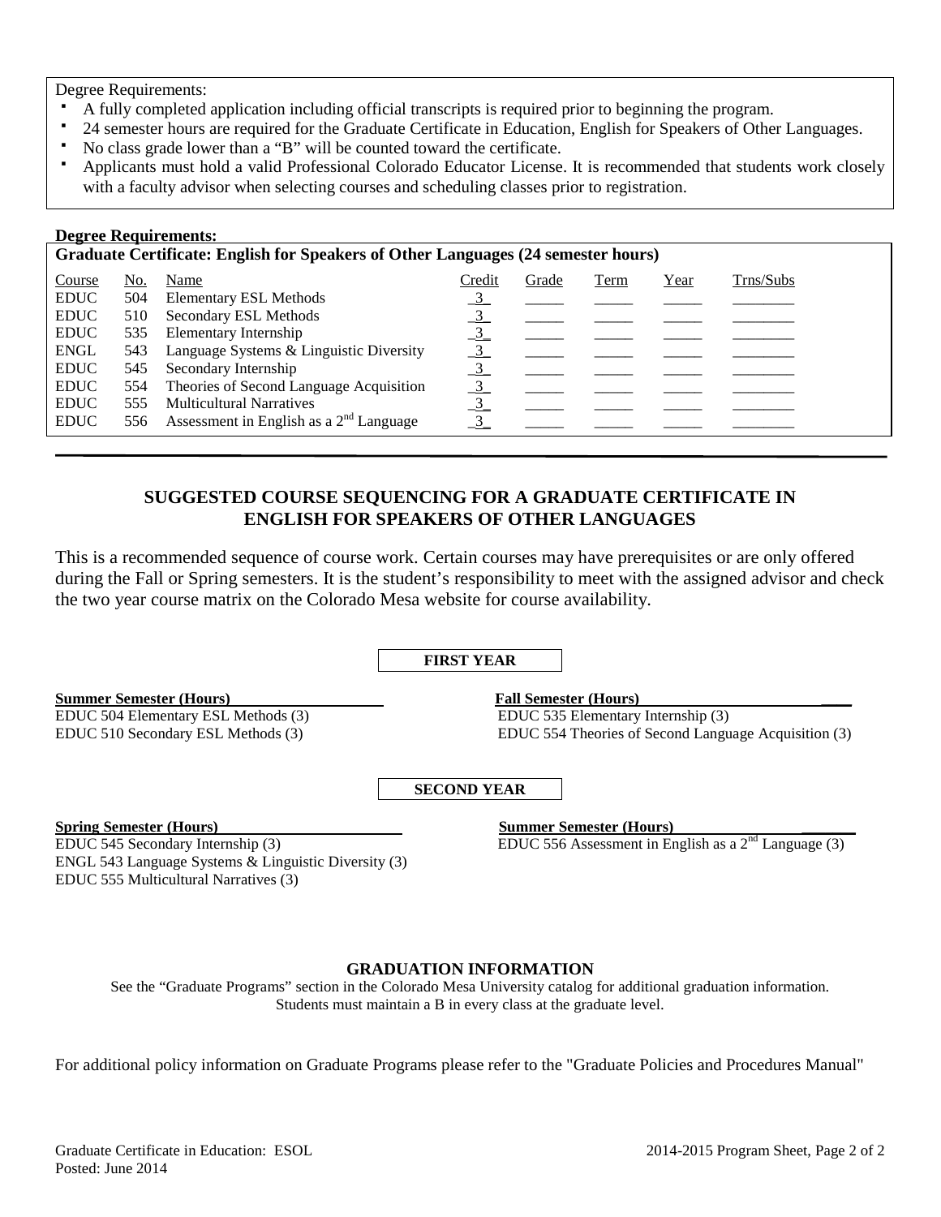Degree Requirements:

- A fully completed application including official transcripts is required prior to beginning the program.
- 24 semester hours are required for the Graduate Certificate in Education, English for Speakers of Other Languages.
- No class grade lower than a "B" will be counted toward the certificate.
- Applicants must hold a valid Professional Colorado Educator License. It is recommended that students work closely with a faculty advisor when selecting courses and scheduling classes prior to registration.

**Degree Requirements:**

**Graduate Certificate: English for Speakers of Other Languages (24 semester hours)**

| Course | No. | Name | Credit | Grade | Term | Year | Trns/Subs |
|---|---|---|---|---|---|---|---|
| EDUC | 504 | Elementary ESL Methods | 3 | | | | |
| EDUC | 510 | Secondary ESL Methods | 3 | | | | |
| EDUC | 535 | Elementary Internship | 3 | | | | |
| ENGL | 543 | Language Systems & Linguistic Diversity | 3 | | | | |
| EDUC | 545 | Secondary Internship | 3 | | | | |
| EDUC | 554 | Theories of Second Language Acquisition | 3 | | | | |
| EDUC | 555 | Multicultural Narratives | 3 | | | | |
| EDUC | 556 | Assessment in English as a 2nd Language | 3 | | | | |

## SUGGESTED COURSE SEQUENCING FOR A GRADUATE CERTIFICATE IN ENGLISH FOR SPEAKERS OF OTHER LANGUAGES

This is a recommended sequence of course work. Certain courses may have prerequisites or are only offered during the Fall or Spring semesters. It is the student's responsibility to meet with the assigned advisor and check the two year course matrix on the Colorado Mesa website for course availability.

### FIRST YEAR

**Summer Semester (Hours)**

EDUC 504 Elementary ESL Methods (3)
EDUC 510 Secondary ESL Methods (3)

**Fall Semester (Hours)**

EDUC 535 Elementary Internship (3)
EDUC 554 Theories of Second Language Acquisition (3)

### SECOND YEAR

**Spring Semester (Hours)**

EDUC 545 Secondary Internship (3)
ENGL 543 Language Systems & Linguistic Diversity (3)
EDUC 555 Multicultural Narratives (3)

**Summer Semester (Hours)**

EDUC 556 Assessment in English as a 2nd Language (3)

### GRADUATION INFORMATION

See the "Graduate Programs" section in the Colorado Mesa University catalog for additional graduation information. Students must maintain a B in every class at the graduate level.

For additional policy information on Graduate Programs please refer to the "Graduate Policies and Procedures Manual"

Graduate Certificate in Education: ESOL
Posted: June 2014